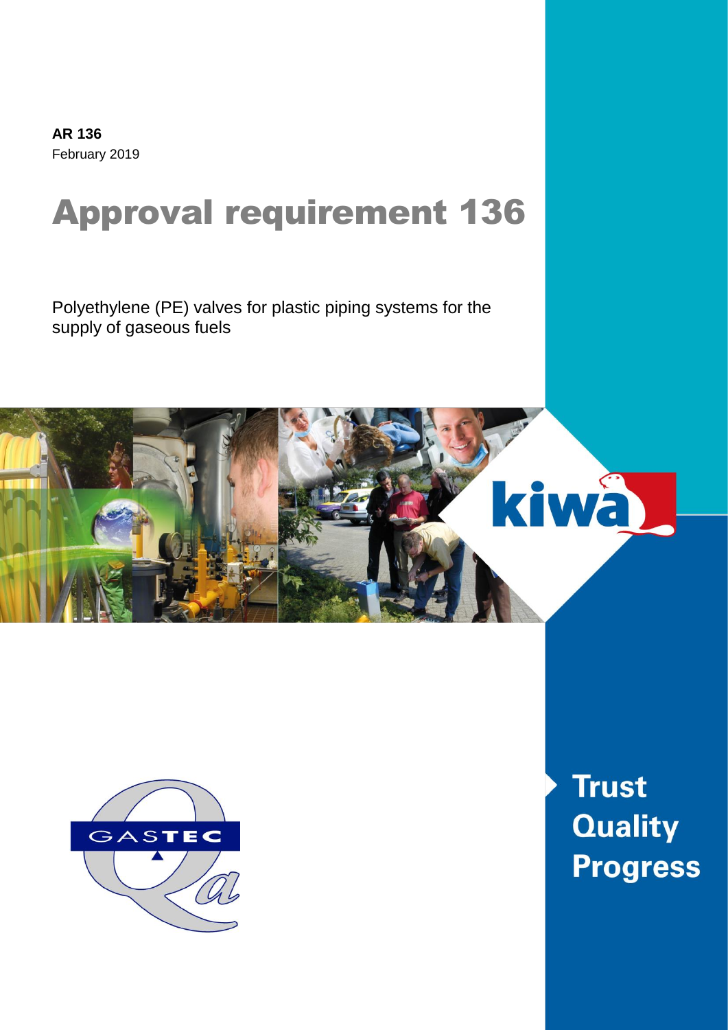**AR 136**
February 2019

# Approval requirement 136

Polyethylene (PE) valves for plastic piping systems for the supply of gaseous fuels

kiwa

GASTEC Qa

Trust
Quality
Progress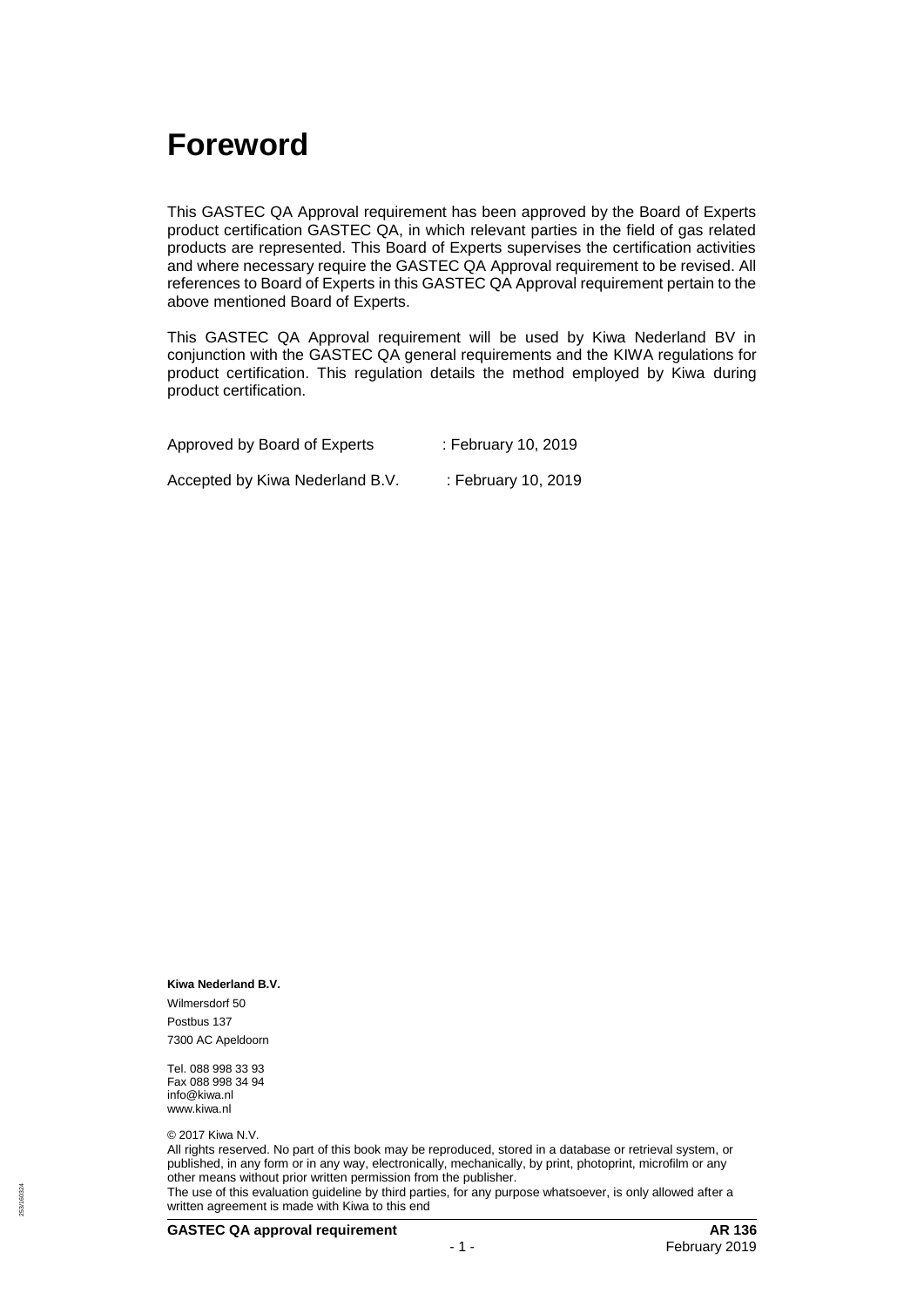# Foreword

This GASTEC QA Approval requirement has been approved by the Board of Experts product certification GASTEC QA, in which relevant parties in the field of gas related products are represented. This Board of Experts supervises the certification activities and where necessary require the GASTEC QA Approval requirement to be revised. All references to Board of Experts in this GASTEC QA Approval requirement pertain to the above mentioned Board of Experts.

This GASTEC QA Approval requirement will be used by Kiwa Nederland BV in conjunction with the GASTEC QA general requirements and the KIWA regulations for product certification. This regulation details the method employed by Kiwa during product certification.

Approved by Board of Experts : February 10, 2019

Accepted by Kiwa Nederland B.V. : February 10, 2019

**Kiwa Nederland B.V.**

Wilmersdorf 50

Postbus 137

7300 AC Apeldoorn

Tel. 088 998 33 93
Fax 088 998 34 94
info@kiwa.nl
www.kiwa.nl

© 2017 Kiwa N.V.

All rights reserved. No part of this book may be reproduced, stored in a database or retrieval system, or published, in any form or in any way, electronically, mechanically, by print, photoprint, microfilm or any other means without prior written permission from the publisher.
The use of this evaluation guideline by third parties, for any purpose whatsoever, is only allowed after a written agreement is made with Kiwa to this end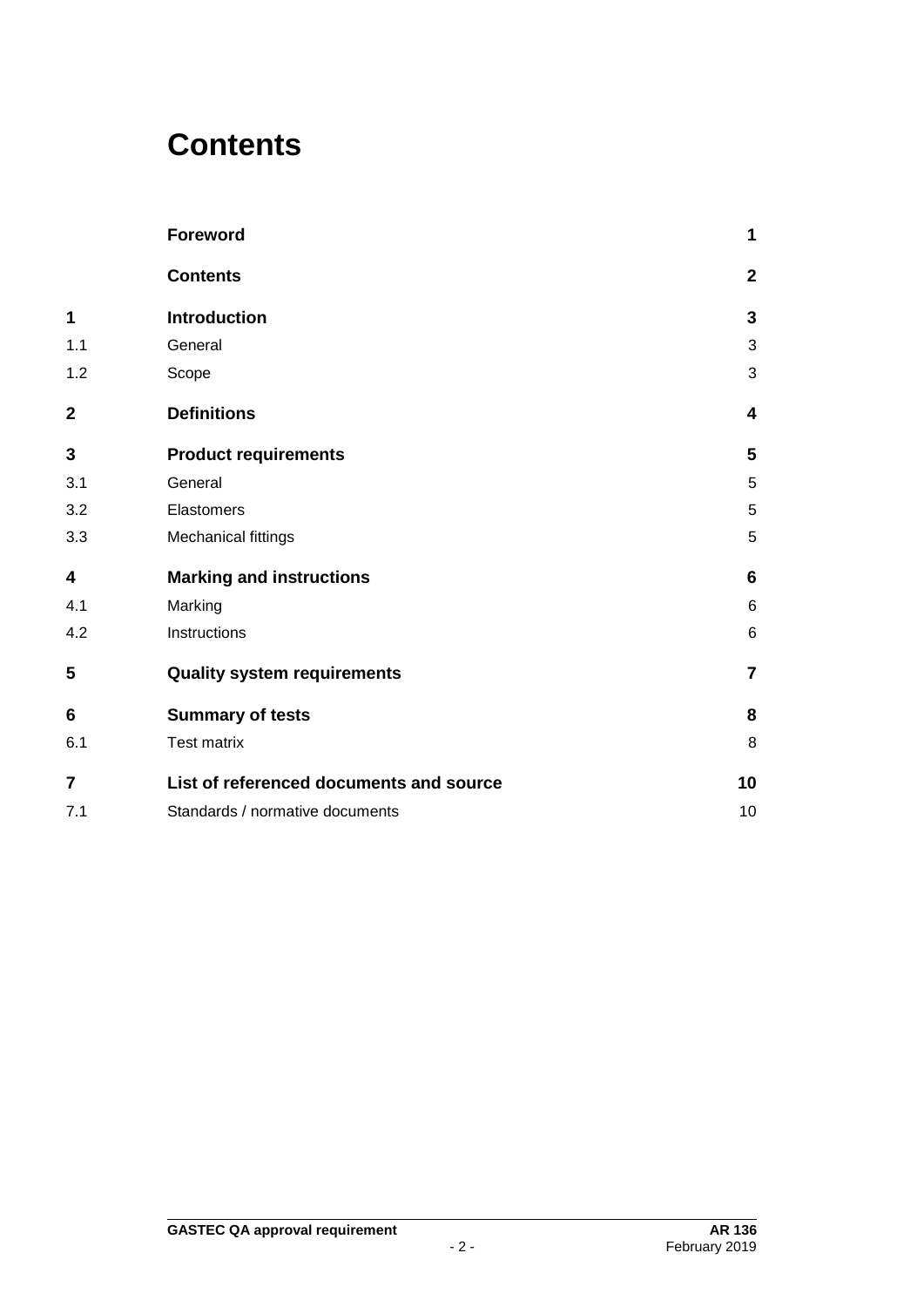# Contents

| | | |
|---|---|---|
| | **Foreword** | **1** |
| | **Contents** | **2** |
| **1** | **Introduction** | **3** |
| 1.1 | General | 3 |
| 1.2 | Scope | 3 |
| **2** | **Definitions** | **4** |
| **3** | **Product requirements** | **5** |
| 3.1 | General | 5 |
| 3.2 | Elastomers | 5 |
| 3.3 | Mechanical fittings | 5 |
| **4** | **Marking and instructions** | **6** |
| 4.1 | Marking | 6 |
| 4.2 | Instructions | 6 |
| **5** | **Quality system requirements** | **7** |
| **6** | **Summary of tests** | **8** |
| 6.1 | Test matrix | 8 |
| **7** | **List of referenced documents and source** | **10** |
| 7.1 | Standards / normative documents | 10 |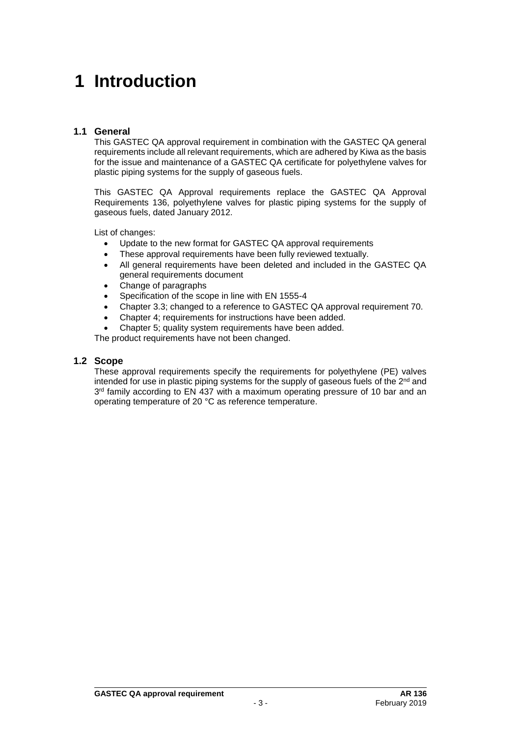# 1 Introduction

## 1.1 General

This GASTEC QA approval requirement in combination with the GASTEC QA general requirements include all relevant requirements, which are adhered by Kiwa as the basis for the issue and maintenance of a GASTEC QA certificate for polyethylene valves for plastic piping systems for the supply of gaseous fuels.

This GASTEC QA Approval requirements replace the GASTEC QA Approval Requirements 136, polyethylene valves for plastic piping systems for the supply of gaseous fuels, dated January 2012.

List of changes:

- Update to the new format for GASTEC QA approval requirements
- These approval requirements have been fully reviewed textually.
- All general requirements have been deleted and included in the GASTEC QA general requirements document
- Change of paragraphs
- Specification of the scope in line with EN 1555-4
- Chapter 3.3; changed to a reference to GASTEC QA approval requirement 70.
- Chapter 4; requirements for instructions have been added.
- Chapter 5; quality system requirements have been added.

The product requirements have not been changed.

## 1.2 Scope

These approval requirements specify the requirements for polyethylene (PE) valves intended for use in plastic piping systems for the supply of gaseous fuels of the 2nd and 3rd family according to EN 437 with a maximum operating pressure of 10 bar and an operating temperature of 20 °C as reference temperature.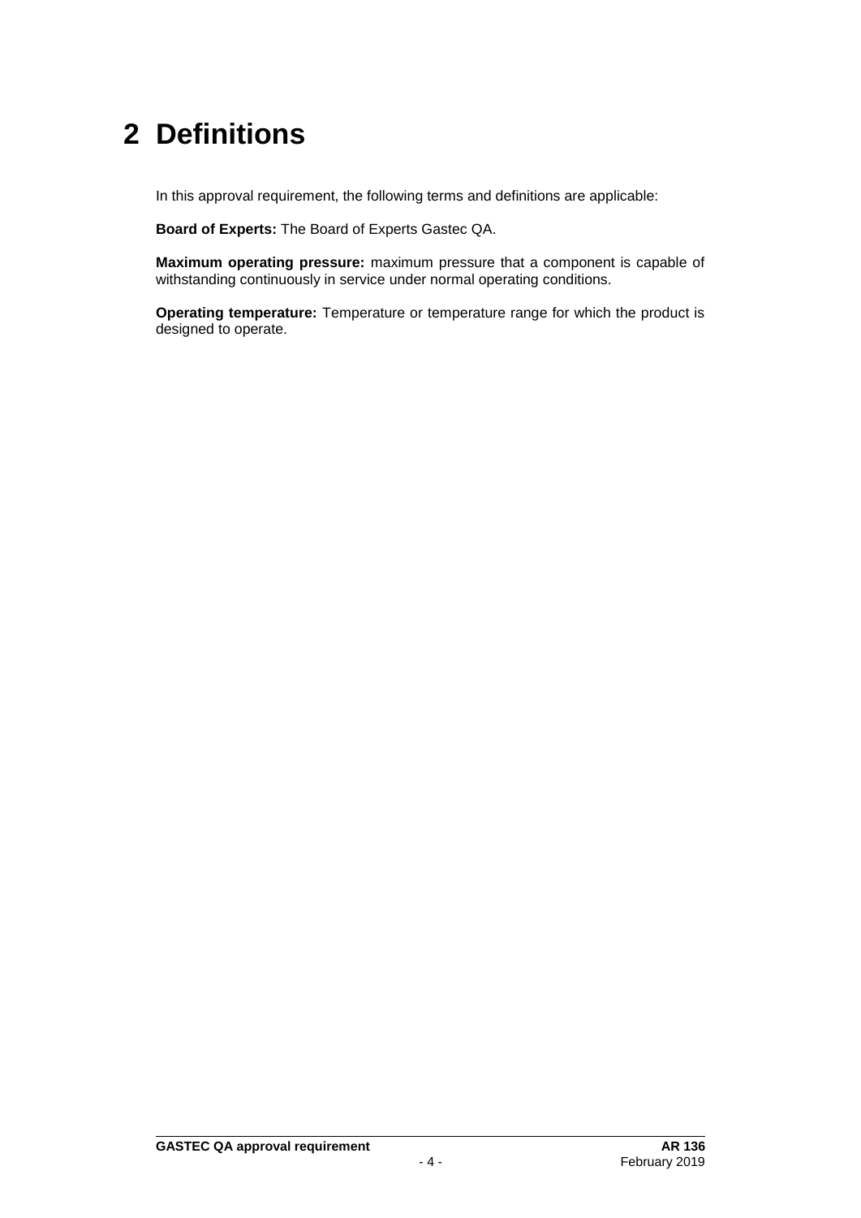# 2 Definitions

In this approval requirement, the following terms and definitions are applicable:

**Board of Experts:** The Board of Experts Gastec QA.

**Maximum operating pressure:** maximum pressure that a component is capable of withstanding continuously in service under normal operating conditions.

**Operating temperature:** Temperature or temperature range for which the product is designed to operate.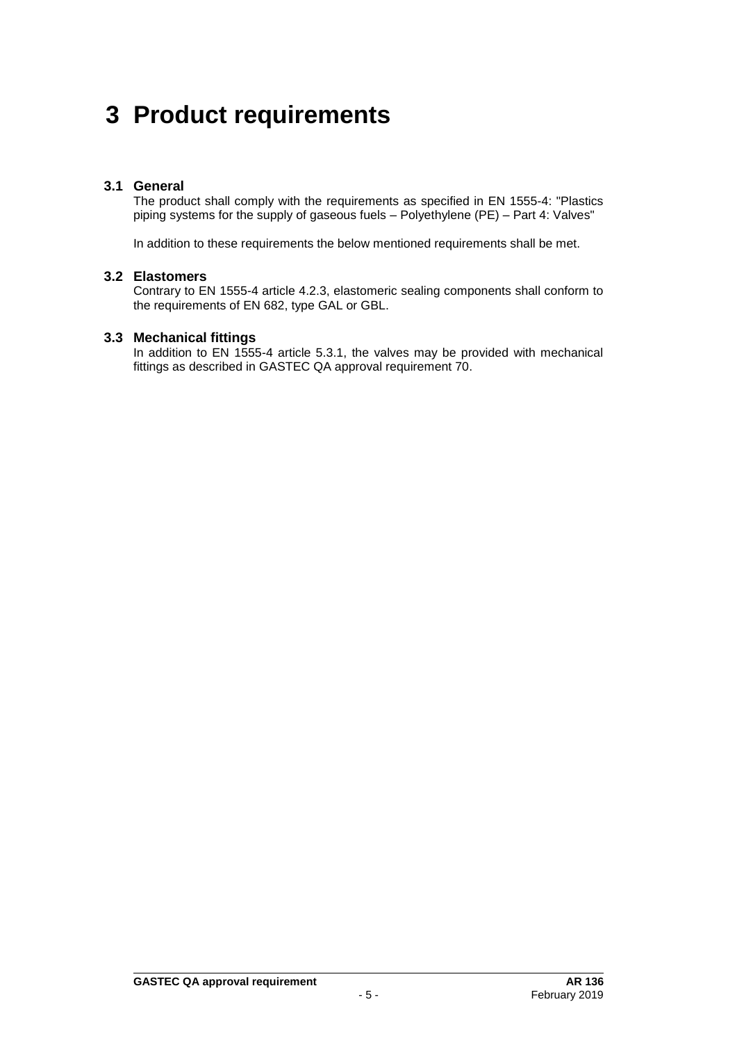# 3 Product requirements

## 3.1 General

The product shall comply with the requirements as specified in EN 1555-4: "Plastics piping systems for the supply of gaseous fuels – Polyethylene (PE) – Part 4: Valves"

In addition to these requirements the below mentioned requirements shall be met.

## 3.2 Elastomers

Contrary to EN 1555-4 article 4.2.3, elastomeric sealing components shall conform to the requirements of EN 682, type GAL or GBL.

## 3.3 Mechanical fittings

In addition to EN 1555-4 article 5.3.1, the valves may be provided with mechanical fittings as described in GASTEC QA approval requirement 70.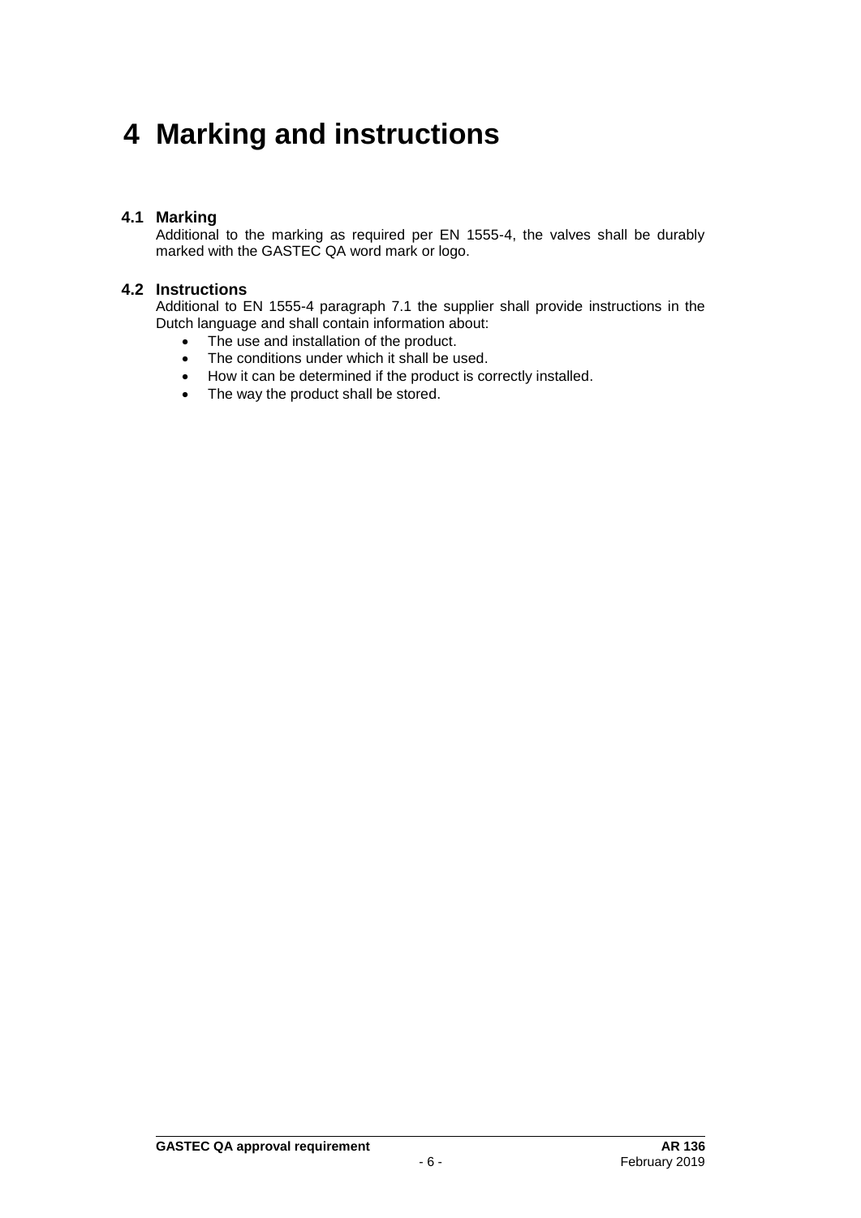# 4 Marking and instructions

## 4.1 Marking

Additional to the marking as required per EN 1555-4, the valves shall be durably marked with the GASTEC QA word mark or logo.

## 4.2 Instructions

Additional to EN 1555-4 paragraph 7.1 the supplier shall provide instructions in the Dutch language and shall contain information about:

- The use and installation of the product.
- The conditions under which it shall be used.
- How it can be determined if the product is correctly installed.
- The way the product shall be stored.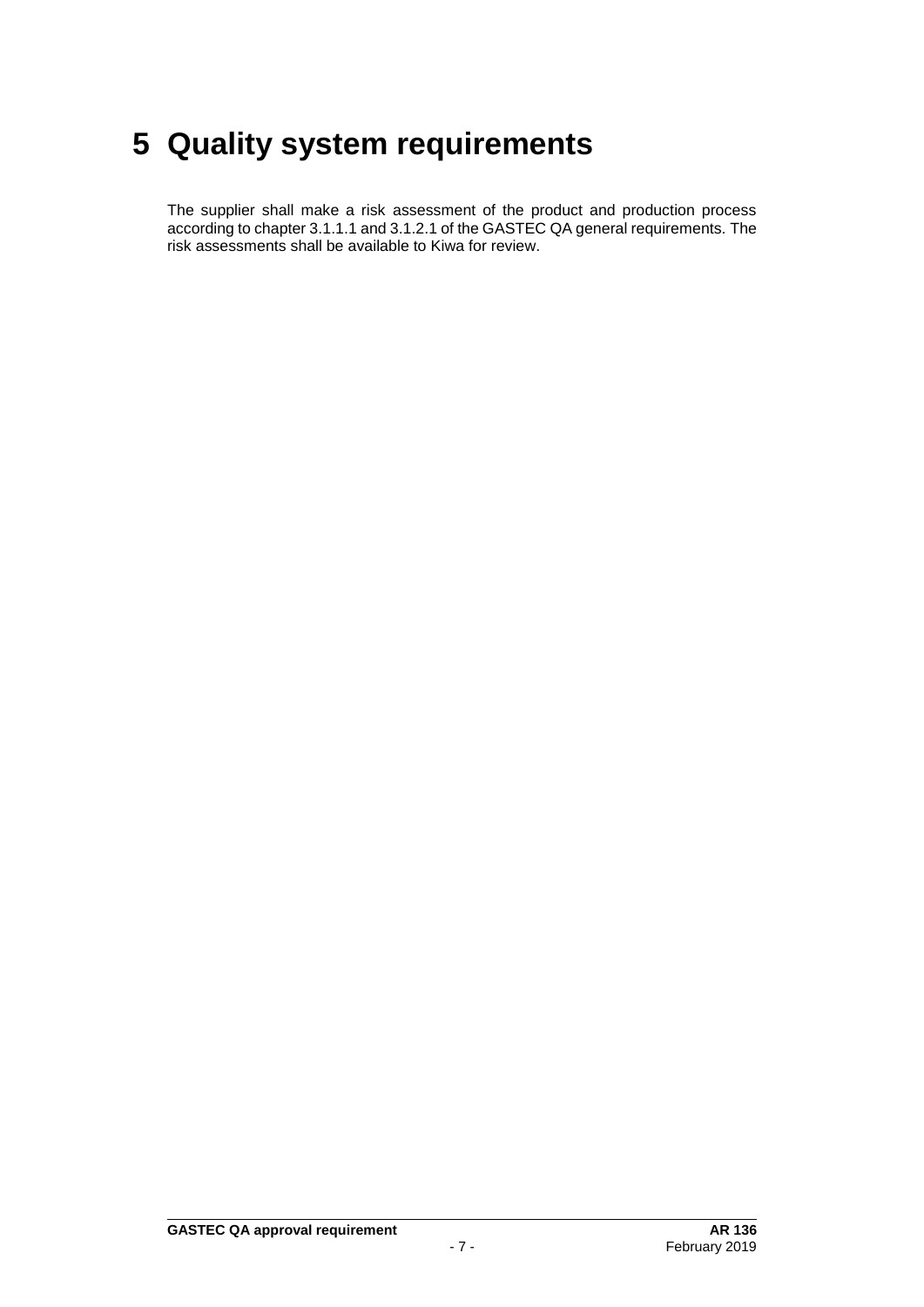# 5 Quality system requirements

The supplier shall make a risk assessment of the product and production process according to chapter 3.1.1.1 and 3.1.2.1 of the GASTEC QA general requirements. The risk assessments shall be available to Kiwa for review.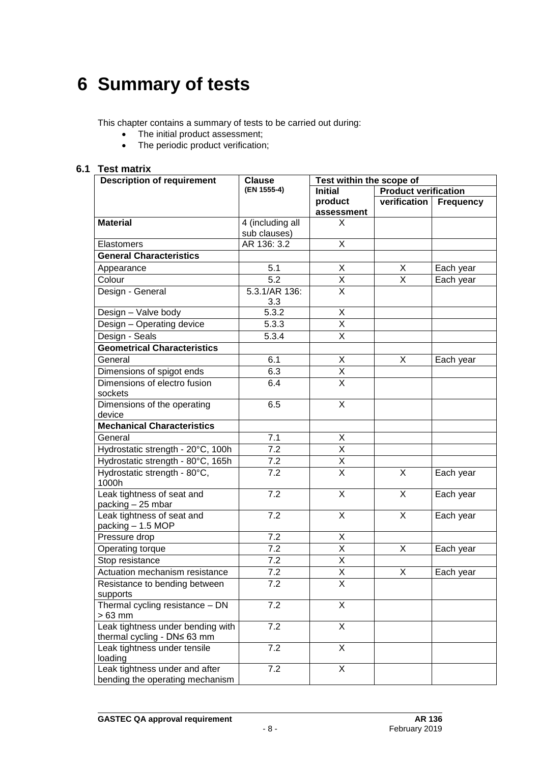# 6 Summary of tests

This chapter contains a summary of tests to be carried out during:

- The initial product assessment;
- The periodic product verification;

## 6.1 Test matrix

| Description of requirement | Clause (EN 1555-4) | Test within the scope of | | |
|---|---|---|---|---|
| | | Initial product assessment | Product verification | |
| | | | verification | Frequency |
| **Material** | 4 (including all sub clauses) | X | | |
| Elastomers | AR 136: 3.2 | X | | |
| **General Characteristics** | | | | |
| Appearance | 5.1 | X | X | Each year |
| Colour | 5.2 | X | X | Each year |
| Design - General | 5.3.1/AR 136: 3.3 | X | | |
| Design – Valve body | 5.3.2 | X | | |
| Design – Operating device | 5.3.3 | X | | |
| Design - Seals | 5.3.4 | X | | |
| **Geometrical Characteristics** | | | | |
| General | 6.1 | X | X | Each year |
| Dimensions of spigot ends | 6.3 | X | | |
| Dimensions of electro fusion sockets | 6.4 | X | | |
| Dimensions of the operating device | 6.5 | X | | |
| **Mechanical Characteristics** | | | | |
| General | 7.1 | X | | |
| Hydrostatic strength - 20°C, 100h | 7.2 | X | | |
| Hydrostatic strength - 80°C, 165h | 7.2 | X | | |
| Hydrostatic strength - 80°C, 1000h | 7.2 | X | X | Each year |
| Leak tightness of seat and packing – 25 mbar | 7.2 | X | X | Each year |
| Leak tightness of seat and packing – 1.5 MOP | 7.2 | X | X | Each year |
| Pressure drop | 7.2 | X | | |
| Operating torque | 7.2 | X | X | Each year |
| Stop resistance | 7.2 | X | | |
| Actuation mechanism resistance | 7.2 | X | X | Each year |
| Resistance to bending between supports | 7.2 | X | | |
| Thermal cycling resistance – DN > 63 mm | 7.2 | X | | |
| Leak tightness under bending with thermal cycling - DN≤ 63 mm | 7.2 | X | | |
| Leak tightness under tensile loading | 7.2 | X | | |
| Leak tightness under and after bending the operating mechanism | 7.2 | X | | |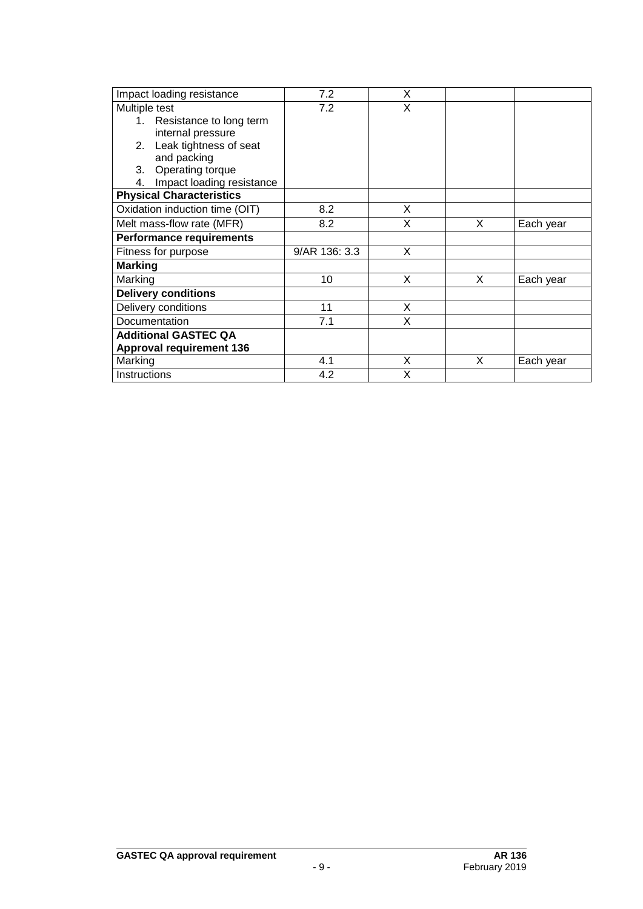| | | | | |
|---|---|---|---|---|
| Impact loading resistance | 7.2 | X | | |
| Multiple test<br>1. Resistance to long term internal pressure<br>2. Leak tightness of seat and packing<br>3. Operating torque<br>4. Impact loading resistance | 7.2 | X | | |
| **Physical Characteristics** | | | | |
| Oxidation induction time (OIT) | 8.2 | X | | |
| Melt mass-flow rate (MFR) | 8.2 | X | X | Each year |
| **Performance requirements** | | | | |
| Fitness for purpose | 9/AR 136: 3.3 | X | | |
| **Marking** | | | | |
| Marking | 10 | X | X | Each year |
| **Delivery conditions** | | | | |
| Delivery conditions | 11 | X | | |
| Documentation | 7.1 | X | | |
| **Additional GASTEC QA Approval requirement 136** | | | | |
| Marking | 4.1 | X | X | Each year |
| Instructions | 4.2 | X | | |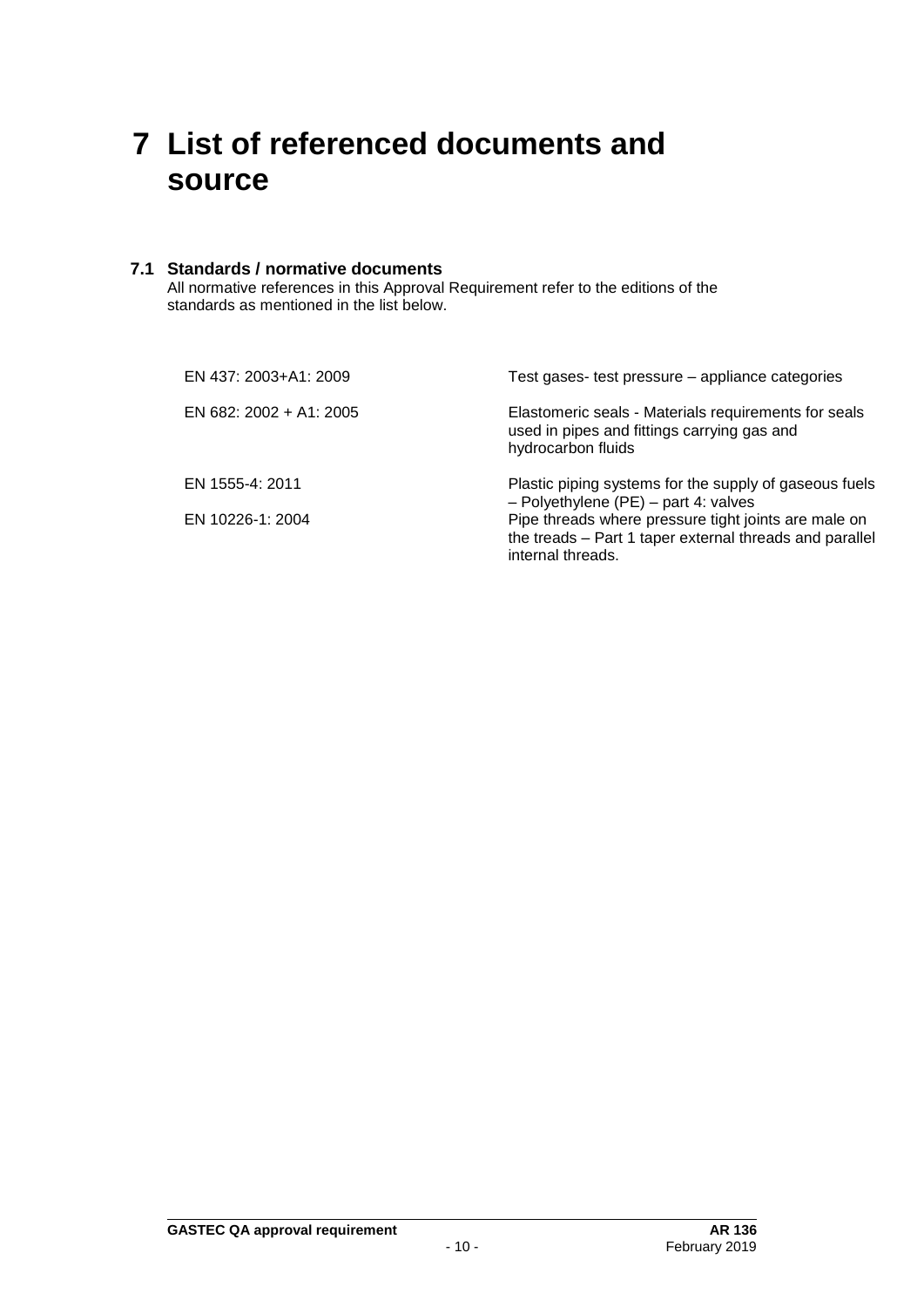# 7 List of referenced documents and source

## 7.1 Standards / normative documents

All normative references in this Approval Requirement refer to the editions of the standards as mentioned in the list below.

| | |
|---|---|
| EN 437: 2003+A1: 2009 | Test gases- test pressure – appliance categories |
| EN 682: 2002 + A1: 2005 | Elastomeric seals - Materials requirements for seals used in pipes and fittings carrying gas and hydrocarbon fluids |
| EN 1555-4: 2011 | Plastic piping systems for the supply of gaseous fuels – Polyethylene (PE) – part 4: valves |
| EN 10226-1: 2004 | Pipe threads where pressure tight joints are male on the treads – Part 1 taper external threads and parallel internal threads. |